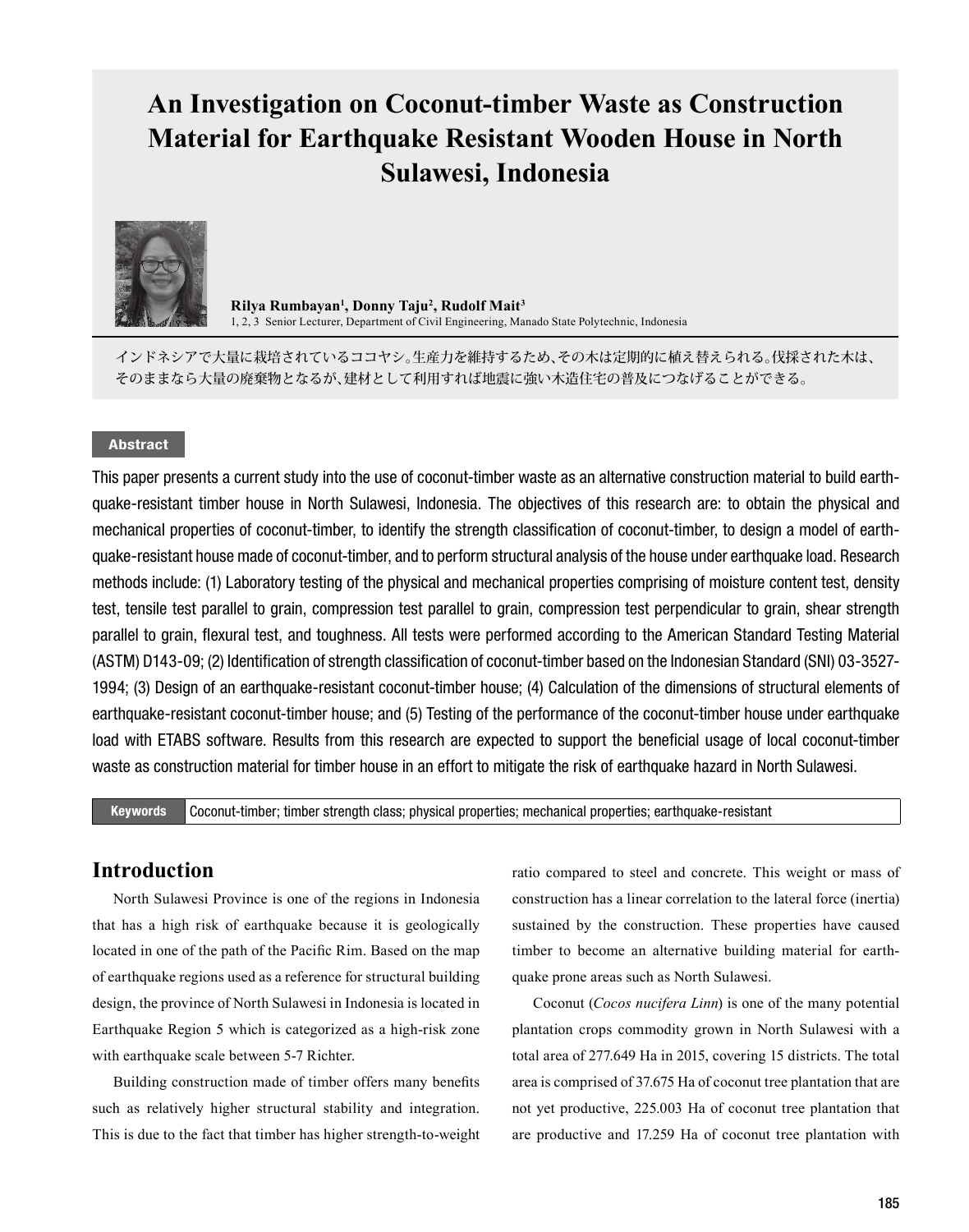# An Investigation on Coconut-timber Waste as Construction Material for Earthquake Resistant Wooden House in North Sulawesi, Indonesia

**Rilya Rumbayan[1], Donny Taju[2], Rudolf Mait[3]**

1, 2, 3 Senior Lecturer, Department of Civil Engineering, Manado State Polytechnic, Indonesia

インドネシアで大量に栽培されているココヤシ。生産力を維持するため、その木は定期的に植え替えられる。伐採された木は、そのままなら大量の廃棄物となるが、建材として利用すれば地震に強い木造住宅の普及につなげることができる。

## Abstract

This paper presents a current study into the use of coconut-timber waste as an alternative construction material to build earthquake-resistant timber house in North Sulawesi, Indonesia. The objectives of this research are: to obtain the physical and mechanical properties of coconut-timber, to identify the strength classification of coconut-timber, to design a model of earthquake-resistant house made of coconut-timber, and to perform structural analysis of the house under earthquake load. Research methods include: (1) Laboratory testing of the physical and mechanical properties comprising of moisture content test, density test, tensile test parallel to grain, compression test parallel to grain, compression test perpendicular to grain, shear strength parallel to grain, flexural test, and toughness. All tests were performed according to the American Standard Testing Material (ASTM) D143-09; (2) Identification of strength classification of coconut-timber based on the Indonesian Standard (SNI) 03-3527-1994; (3) Design of an earthquake-resistant coconut-timber house; (4) Calculation of the dimensions of structural elements of earthquake-resistant coconut-timber house; and (5) Testing of the performance of the coconut-timber house under earthquake load with ETABS software. Results from this research are expected to support the beneficial usage of local coconut-timber waste as construction material for timber house in an effort to mitigate the risk of earthquake hazard in North Sulawesi.

**Keywords** Coconut-timber; timber strength class; physical properties; mechanical properties; earthquake-resistant

## Introduction

North Sulawesi Province is one of the regions in Indonesia that has a high risk of earthquake because it is geologically located in one of the path of the Pacific Rim. Based on the map of earthquake regions used as a reference for structural building design, the province of North Sulawesi in Indonesia is located in Earthquake Region 5 which is categorized as a high-risk zone with earthquake scale between 5-7 Richter.

Building construction made of timber offers many benefits such as relatively higher structural stability and integration. This is due to the fact that timber has higher strength-to-weight ratio compared to steel and concrete. This weight or mass of construction has a linear correlation to the lateral force (inertia) sustained by the construction. These properties have caused timber to become an alternative building material for earthquake prone areas such as North Sulawesi.

Coconut (*Cocos nucifera Linn*) is one of the many potential plantation crops commodity grown in North Sulawesi with a total area of 277.649 Ha in 2015, covering 15 districts. The total area is comprised of 37.675 Ha of coconut tree plantation that are not yet productive, 225.003 Ha of coconut tree plantation that are productive and 17.259 Ha of coconut tree plantation with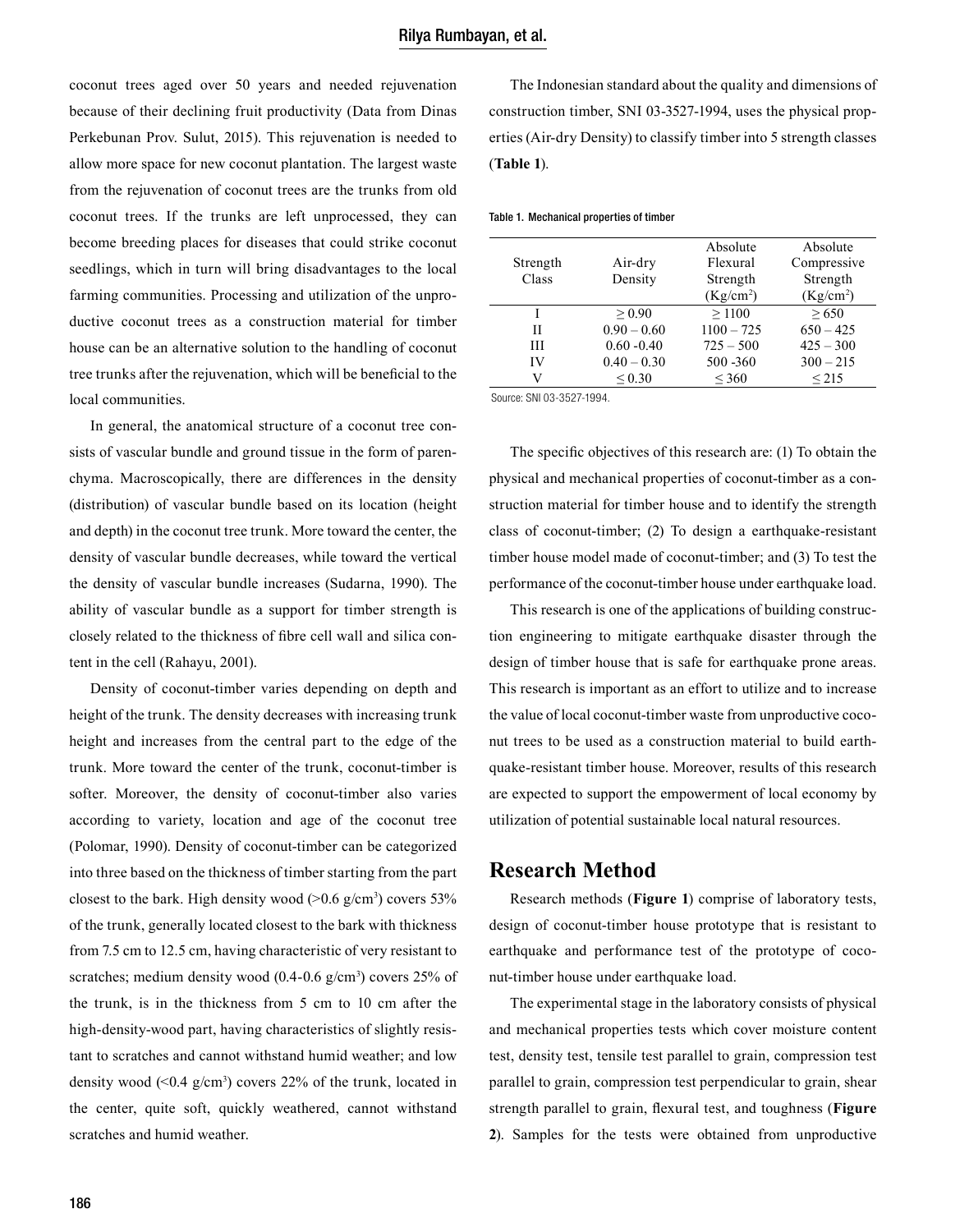coconut trees aged over 50 years and needed rejuvenation because of their declining fruit productivity (Data from Dinas Perkebunan Prov. Sulut, 2015). This rejuvenation is needed to allow more space for new coconut plantation. The largest waste from the rejuvenation of coconut trees are the trunks from old coconut trees. If the trunks are left unprocessed, they can become breeding places for diseases that could strike coconut seedlings, which in turn will bring disadvantages to the local farming communities. Processing and utilization of the unproductive coconut trees as a construction material for timber house can be an alternative solution to the handling of coconut tree trunks after the rejuvenation, which will be beneficial to the local communities.

In general, the anatomical structure of a coconut tree consists of vascular bundle and ground tissue in the form of parenchyma. Macroscopically, there are differences in the density (distribution) of vascular bundle based on its location (height and depth) in the coconut tree trunk. More toward the center, the density of vascular bundle decreases, while toward the vertical the density of vascular bundle increases (Sudarna, 1990). The ability of vascular bundle as a support for timber strength is closely related to the thickness of fibre cell wall and silica content in the cell (Rahayu, 2001).

Density of coconut-timber varies depending on depth and height of the trunk. The density decreases with increasing trunk height and increases from the central part to the edge of the trunk. More toward the center of the trunk, coconut-timber is softer. Moreover, the density of coconut-timber also varies according to variety, location and age of the coconut tree (Polomar, 1990). Density of coconut-timber can be categorized into three based on the thickness of timber starting from the part closest to the bark. High density wood (>0.6 g/cm$^3$) covers 53% of the trunk, generally located closest to the bark with thickness from 7.5 cm to 12.5 cm, having characteristic of very resistant to scratches; medium density wood (0.4-0.6 g/cm$^3$) covers 25% of the trunk, is in the thickness from 5 cm to 10 cm after the high-density-wood part, having characteristics of slightly resistant to scratches and cannot withstand humid weather; and low density wood (<0.4 g/cm$^3$) covers 22% of the trunk, located in the center, quite soft, quickly weathered, cannot withstand scratches and humid weather.

The Indonesian standard about the quality and dimensions of construction timber, SNI 03-3527-1994, uses the physical properties (Air-dry Density) to classify timber into 5 strength classes (**Table 1**).

Table 1. Mechanical properties of timber

| Strength Class | Air-dry Density | Absolute Flexural Strength (Kg/cm$^2$) | Absolute Compressive Strength (Kg/cm$^2$) |
|---|---|---|---|
| I | ≥ 0.90 | ≥ 1100 | ≥ 650 |
| II | 0.90 – 0.60 | 1100 – 725 | 650 – 425 |
| III | 0.60 -0.40 | 725 – 500 | 425 – 300 |
| IV | 0.40 – 0.30 | 500 -360 | 300 – 215 |
| V | ≤ 0.30 | ≤ 360 | ≤ 215 |

Source: SNI 03-3527-1994.

The specific objectives of this research are: (1) To obtain the physical and mechanical properties of coconut-timber as a construction material for timber house and to identify the strength class of coconut-timber; (2) To design a earthquake-resistant timber house model made of coconut-timber; and (3) To test the performance of the coconut-timber house under earthquake load.

This research is one of the applications of building construction engineering to mitigate earthquake disaster through the design of timber house that is safe for earthquake prone areas. This research is important as an effort to utilize and to increase the value of local coconut-timber waste from unproductive coconut trees to be used as a construction material to build earthquake-resistant timber house. Moreover, results of this research are expected to support the empowerment of local economy by utilization of potential sustainable local natural resources.

## Research Method

Research methods (**Figure 1**) comprise of laboratory tests, design of coconut-timber house prototype that is resistant to earthquake and performance test of the prototype of coconut-timber house under earthquake load.

The experimental stage in the laboratory consists of physical and mechanical properties tests which cover moisture content test, density test, tensile test parallel to grain, compression test parallel to grain, compression test perpendicular to grain, shear strength parallel to grain, flexural test, and toughness (**Figure 2**). Samples for the tests were obtained from unproductive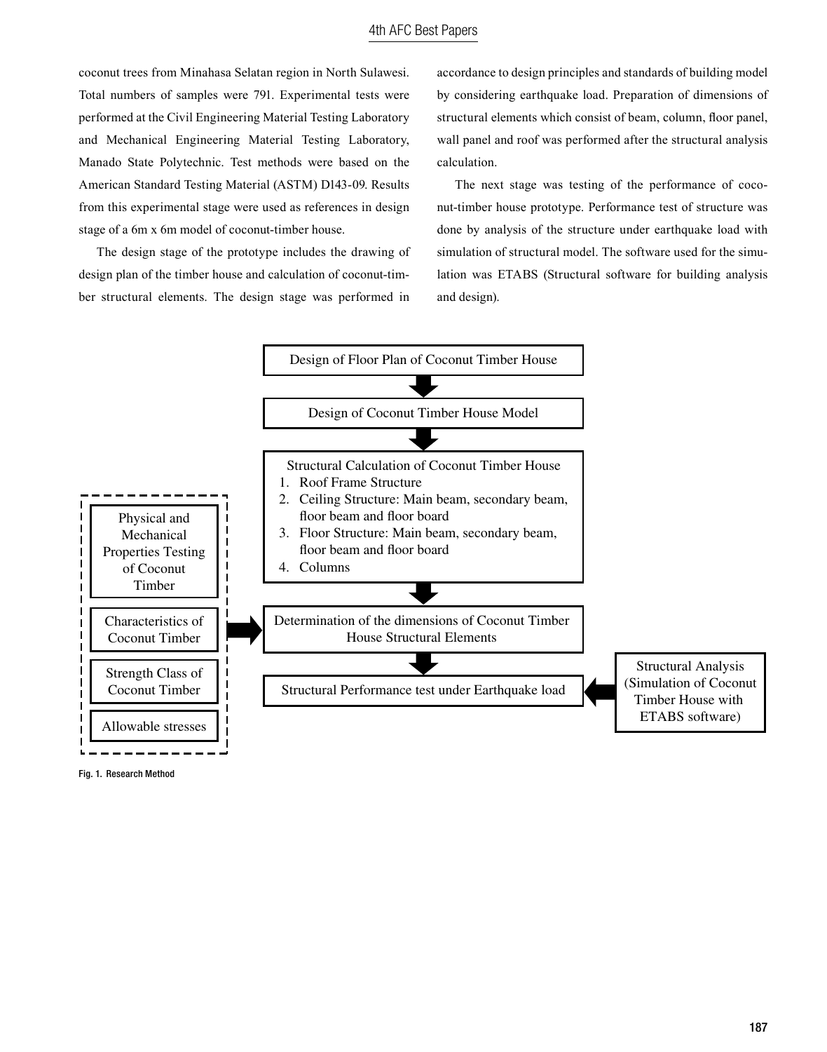coconut trees from Minahasa Selatan region in North Sulawesi. Total numbers of samples were 791. Experimental tests were performed at the Civil Engineering Material Testing Laboratory and Mechanical Engineering Material Testing Laboratory, Manado State Polytechnic. Test methods were based on the American Standard Testing Material (ASTM) D143-09. Results from this experimental stage were used as references in design stage of a 6m x 6m model of coconut-timber house.

The design stage of the prototype includes the drawing of design plan of the timber house and calculation of coconut-timber structural elements. The design stage was performed in accordance to design principles and standards of building model by considering earthquake load. Preparation of dimensions of structural elements which consist of beam, column, floor panel, wall panel and roof was performed after the structural analysis calculation.

The next stage was testing of the performance of coconut-timber house prototype. Performance test of structure was done by analysis of the structure under earthquake load with simulation of structural model. The software used for the simulation was ETABS (Structural software for building analysis and design).

Design of Floor Plan of Coconut Timber House

Design of Coconut Timber House Model

Structural Calculation of Coconut Timber House
1. Roof Frame Structure
2. Ceiling Structure: Main beam, secondary beam, floor beam and floor board
3. Floor Structure: Main beam, secondary beam, floor beam and floor board
4. Columns

Physical and Mechanical Properties Testing of Coconut Timber

Characteristics of Coconut Timber

Strength Class of Coconut Timber

Allowable stresses

Determination of the dimensions of Coconut Timber House Structural Elements

Structural Performance test under Earthquake load

Structural Analysis (Simulation of Coconut Timber House with ETABS software)

Fig. 1. Research Method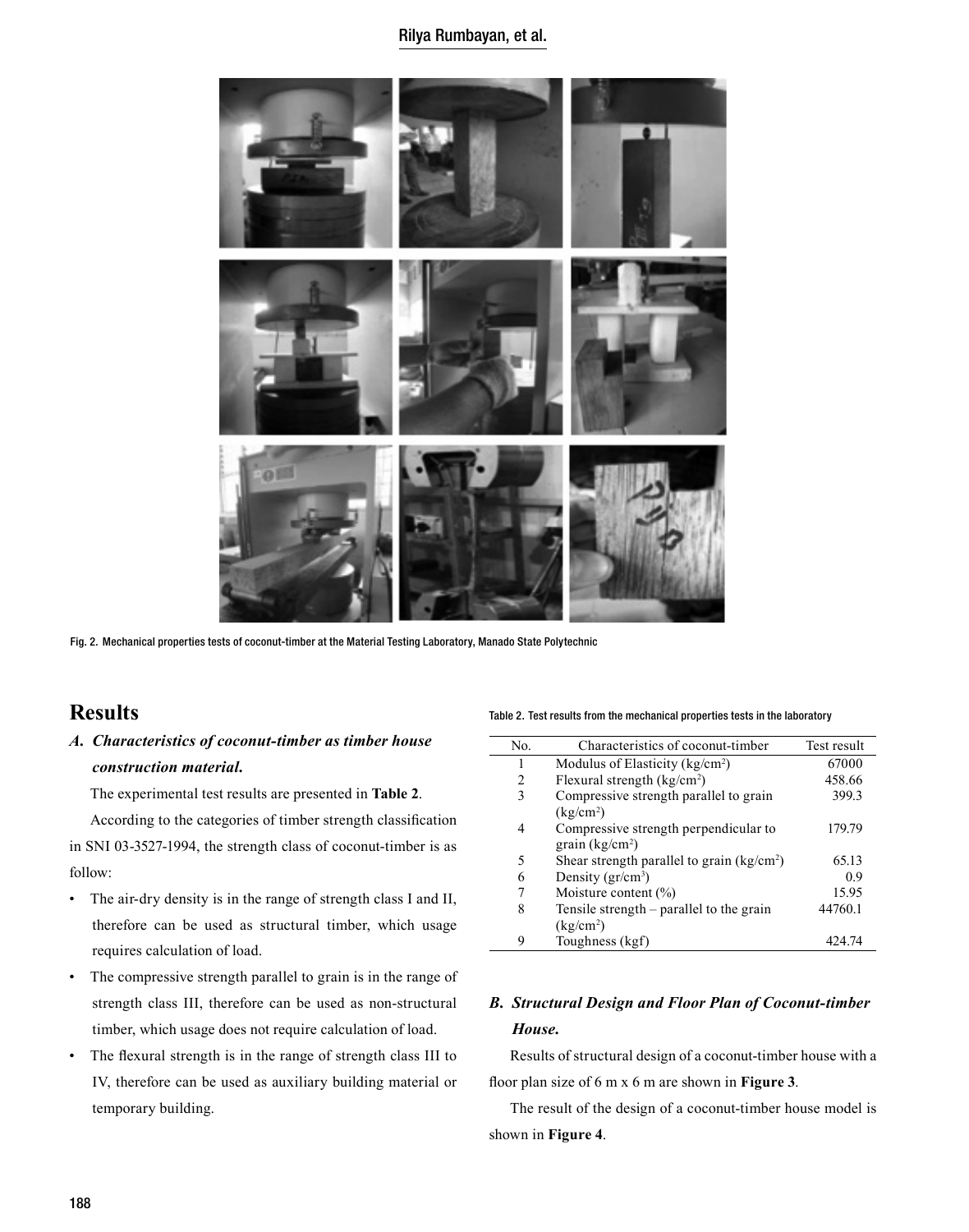Fig. 2. Mechanical properties tests of coconut-timber at the Material Testing Laboratory, Manado State Polytechnic

# Results

### *A. Characteristics of coconut-timber as timber house construction material.*

The experimental test results are presented in **Table 2**.

According to the categories of timber strength classification in SNI 03-3527-1994, the strength class of coconut-timber is as follow:

- The air-dry density is in the range of strength class I and II, therefore can be used as structural timber, which usage requires calculation of load.
- The compressive strength parallel to grain is in the range of strength class III, therefore can be used as non-structural timber, which usage does not require calculation of load.
- The flexural strength is in the range of strength class III to IV, therefore can be used as auxiliary building material or temporary building.

Table 2. Test results from the mechanical properties tests in the laboratory

| No. | Characteristics of coconut-timber | Test result |
|---|---|---|
| 1 | Modulus of Elasticity (kg/cm$^2$) | 67000 |
| 2 | Flexural strength (kg/cm$^2$) | 458.66 |
| 3 | Compressive strength parallel to grain (kg/cm$^2$) | 399.3 |
| 4 | Compressive strength perpendicular to grain (kg/cm$^2$) | 179.79 |
| 5 | Shear strength parallel to grain (kg/cm$^2$) | 65.13 |
| 6 | Density (gr/cm$^3$) | 0.9 |
| 7 | Moisture content (%) | 15.95 |
| 8 | Tensile strength – parallel to the grain (kg/cm$^2$) | 44760.1 |
| 9 | Toughness (kgf) | 424.74 |

### *B. Structural Design and Floor Plan of Coconut-timber House.*

Results of structural design of a coconut-timber house with a floor plan size of 6 m x 6 m are shown in **Figure 3**.

The result of the design of a coconut-timber house model is shown in **Figure 4**.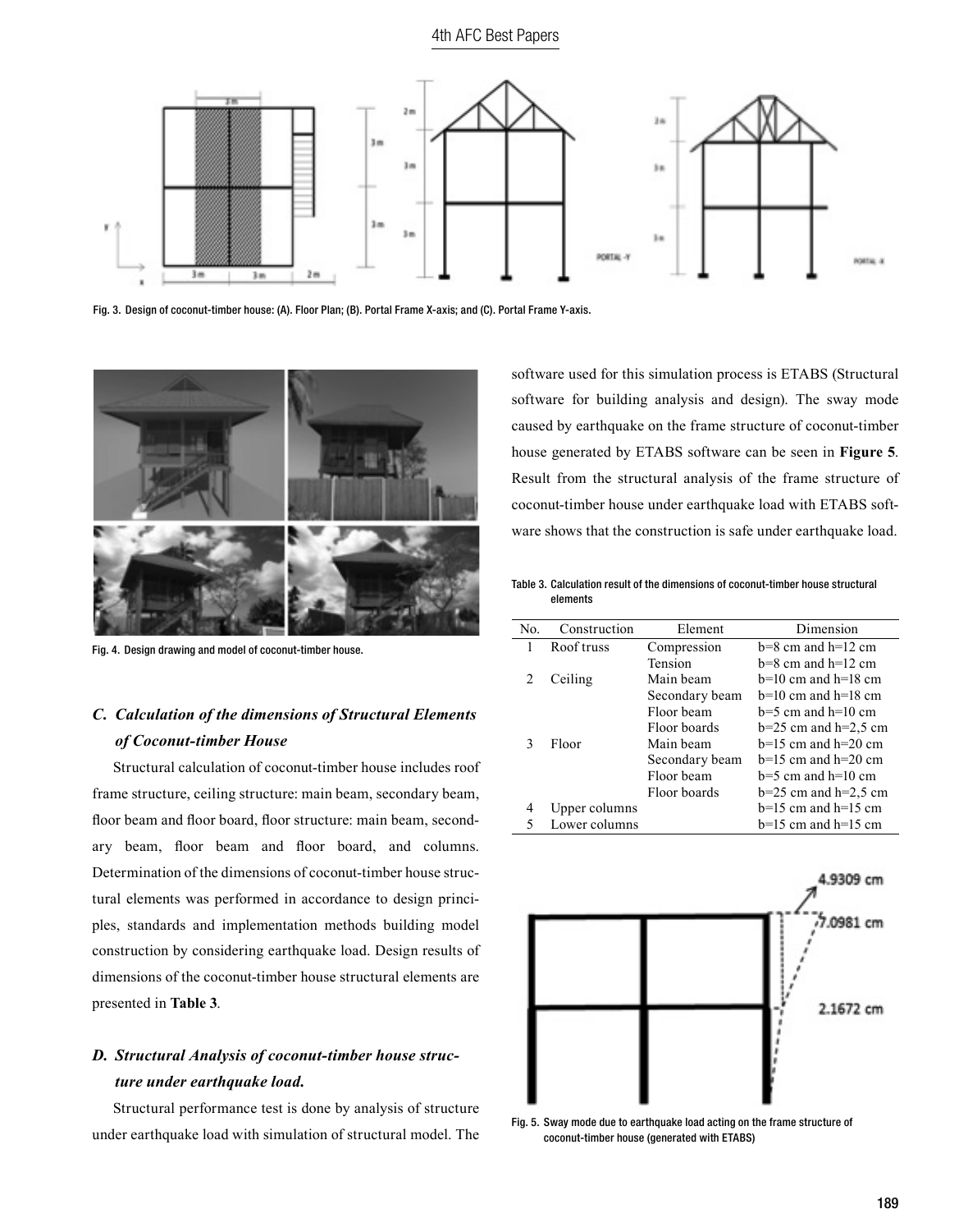Fig. 3. Design of coconut-timber house: (A). Floor Plan; (B). Portal Frame X-axis; and (C). Portal Frame Y-axis.

Fig. 4. Design drawing and model of coconut-timber house.

### *C. Calculation of the dimensions of Structural Elements of Coconut-timber House*

Structural calculation of coconut-timber house includes roof frame structure, ceiling structure: main beam, secondary beam, floor beam and floor board, floor structure: main beam, secondary beam, floor beam and floor board, and columns. Determination of the dimensions of coconut-timber house structural elements was performed in accordance to design principles, standards and implementation methods building model construction by considering earthquake load. Design results of dimensions of the coconut-timber house structural elements are presented in **Table 3**.

### *D. Structural Analysis of coconut-timber house structure under earthquake load.*

Structural performance test is done by analysis of structure under earthquake load with simulation of structural model. The software used for this simulation process is ETABS (Structural software for building analysis and design). The sway mode caused by earthquake on the frame structure of coconut-timber house generated by ETABS software can be seen in **Figure 5**. Result from the structural analysis of the frame structure of coconut-timber house under earthquake load with ETABS software shows that the construction is safe under earthquake load.

Table 3. Calculation result of the dimensions of coconut-timber house structural elements

| No. | Construction | Element | Dimension |
|---|---|---|---|
| 1 | Roof truss | Compression | b=8 cm and h=12 cm |
| | | Tension | b=8 cm and h=12 cm |
| 2 | Ceiling | Main beam | b=10 cm and h=18 cm |
| | | Secondary beam | b=10 cm and h=18 cm |
| | | Floor beam | b=5 cm and h=10 cm |
| | | Floor boards | b=25 cm and h=2,5 cm |
| 3 | Floor | Main beam | b=15 cm and h=20 cm |
| | | Secondary beam | b=15 cm and h=20 cm |
| | | Floor beam | b=5 cm and h=10 cm |
| | | Floor boards | b=25 cm and h=2,5 cm |
| 4 | Upper columns | | b=15 cm and h=15 cm |
| 5 | Lower columns | | b=15 cm and h=15 cm |

Fig. 5. Sway mode due to earthquake load acting on the frame structure of coconut-timber house (generated with ETABS)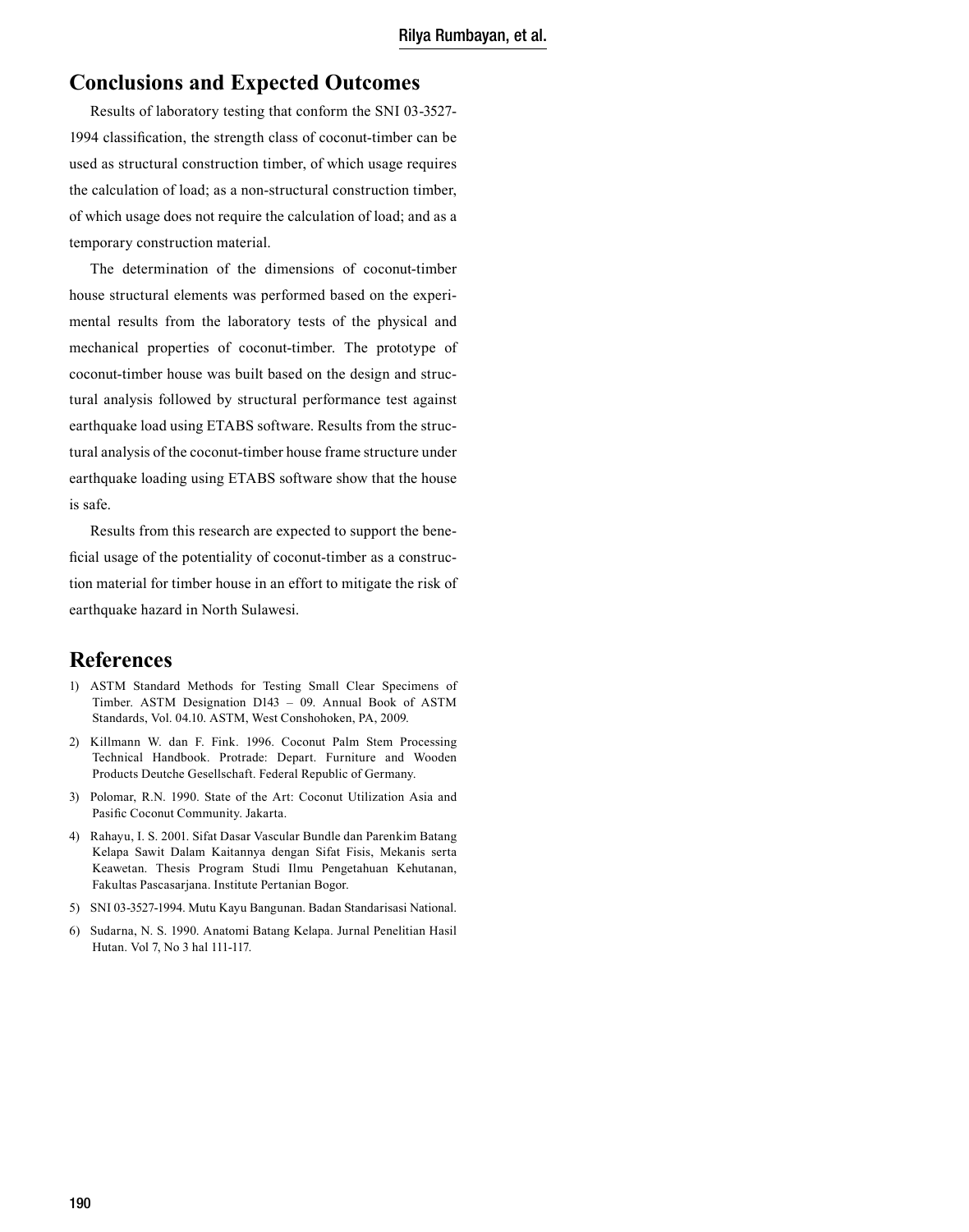## Conclusions and Expected Outcomes

Results of laboratory testing that conform the SNI 03-3527-1994 classification, the strength class of coconut-timber can be used as structural construction timber, of which usage requires the calculation of load; as a non-structural construction timber, of which usage does not require the calculation of load; and as a temporary construction material.

The determination of the dimensions of coconut-timber house structural elements was performed based on the experimental results from the laboratory tests of the physical and mechanical properties of coconut-timber. The prototype of coconut-timber house was built based on the design and structural analysis followed by structural performance test against earthquake load using ETABS software. Results from the structural analysis of the coconut-timber house frame structure under earthquake loading using ETABS software show that the house is safe.

Results from this research are expected to support the beneficial usage of the potentiality of coconut-timber as a construction material for timber house in an effort to mitigate the risk of earthquake hazard in North Sulawesi.

## References

1) ASTM Standard Methods for Testing Small Clear Specimens of Timber. ASTM Designation D143 – 09. Annual Book of ASTM Standards, Vol. 04.10. ASTM, West Conshohoken, PA, 2009.
2) Killmann W. dan F. Fink. 1996. Coconut Palm Stem Processing Technical Handbook. Protrade: Depart. Furniture and Wooden Products Deutche Gesellschaft. Federal Republic of Germany.
3) Polomar, R.N. 1990. State of the Art: Coconut Utilization Asia and Pasific Coconut Community. Jakarta.
4) Rahayu, I. S. 2001. Sifat Dasar Vascular Bundle dan Parenkim Batang Kelapa Sawit Dalam Kaitannya dengan Sifat Fisis, Mekanis serta Keawetan. Thesis Program Studi Ilmu Pengetahuan Kehutanan, Fakultas Pascasarjana. Institute Pertanian Bogor.
5) SNI 03-3527-1994. Mutu Kayu Bangunan. Badan Standarisasi National.
6) Sudarna, N. S. 1990. Anatomi Batang Kelapa. Jurnal Penelitian Hasil Hutan. Vol 7, No 3 hal 111-117.